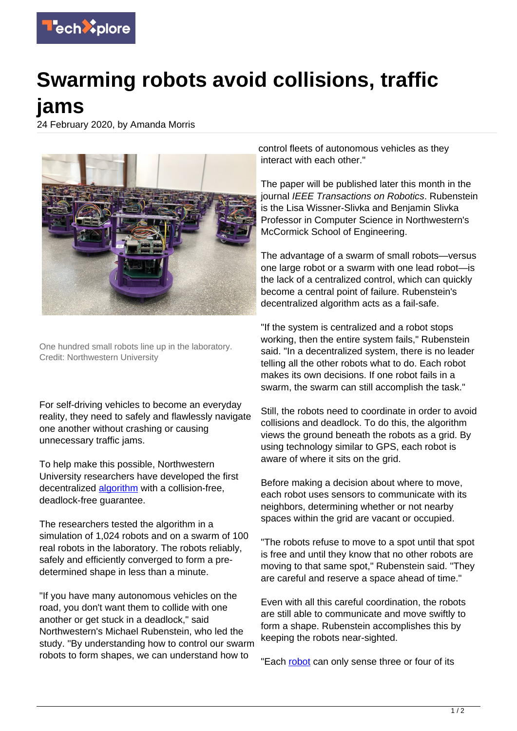# Swarming robots avoid collisions, traffic jams

24 February 2020, by Amanda Morris

One hundred small robots line up in the laboratory. Credit: Northwestern University

For self-driving vehicles to become an everyday reality, they need to safely and flawlessly navigate one another without crashing or causing unnecessary traffic jams.

To help make this possible, Northwestern University researchers have developed the first decentralized algorithm with a collision-free, deadlock-free guarantee.

The researchers tested the algorithm in a simulation of 1,024 robots and on a swarm of 100 real robots in the laboratory. The robots reliably, safely and efficiently converged to form a pre-determined shape in less than a minute.

"If you have many autonomous vehicles on the road, you don't want them to collide with one another or get stuck in a deadlock," said Northwestern's Michael Rubenstein, who led the study. "By understanding how to control our swarm robots to form shapes, we can understand how to control fleets of autonomous vehicles as they interact with each other."

The paper will be published later this month in the journal *IEEE Transactions on Robotics*. Rubenstein is the Lisa Wissner-Slivka and Benjamin Slivka Professor in Computer Science in Northwestern's McCormick School of Engineering.

The advantage of a swarm of small robots—versus one large robot or a swarm with one lead robot—is the lack of a centralized control, which can quickly become a central point of failure. Rubenstein's decentralized algorithm acts as a fail-safe.

"If the system is centralized and a robot stops working, then the entire system fails," Rubenstein said. "In a decentralized system, there is no leader telling all the other robots what to do. Each robot makes its own decisions. If one robot fails in a swarm, the swarm can still accomplish the task."

Still, the robots need to coordinate in order to avoid collisions and deadlock. To do this, the algorithm views the ground beneath the robots as a grid. By using technology similar to GPS, each robot is aware of where it sits on the grid.

Before making a decision about where to move, each robot uses sensors to communicate with its neighbors, determining whether or not nearby spaces within the grid are vacant or occupied.

"The robots refuse to move to a spot until that spot is free and until they know that no other robots are moving to that same spot," Rubenstein said. "They are careful and reserve a space ahead of time."

Even with all this careful coordination, the robots are still able to communicate and move swiftly to form a shape. Rubenstein accomplishes this by keeping the robots near-sighted.

"Each robot can only sense three or four of its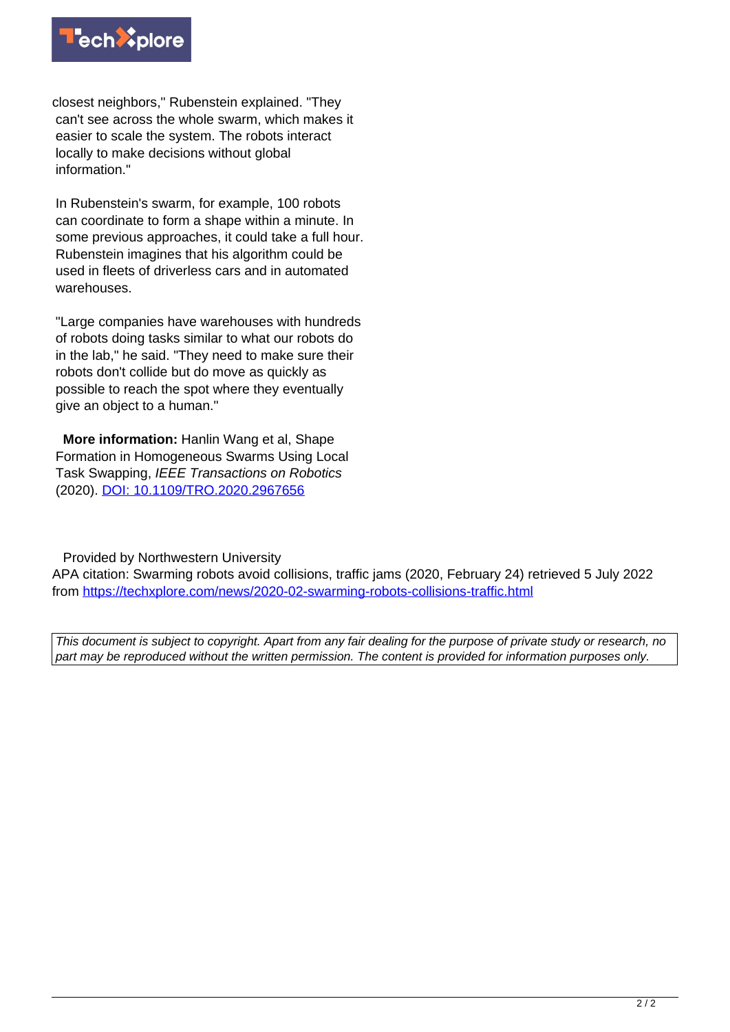closest neighbors," Rubenstein explained. "They can't see across the whole swarm, which makes it easier to scale the system. The robots interact locally to make decisions without global information."

In Rubenstein's swarm, for example, 100 robots can coordinate to form a shape within a minute. In some previous approaches, it could take a full hour. Rubenstein imagines that his algorithm could be used in fleets of driverless cars and in automated warehouses.

"Large companies have warehouses with hundreds of robots doing tasks similar to what our robots do in the lab," he said. "They need to make sure their robots don't collide but do move as quickly as possible to reach the spot where they eventually give an object to a human."

**More information:** Hanlin Wang et al, Shape Formation in Homogeneous Swarms Using Local Task Swapping, *IEEE Transactions on Robotics* (2020). [DOI: 10.1109/TRO.2020.2967656](https://dx.doi.org/10.1109/TRO.2020.2967656)

Provided by Northwestern University

APA citation: Swarming robots avoid collisions, traffic jams (2020, February 24) retrieved 5 July 2022 from https://techxplore.com/news/2020-02-swarming-robots-collisions-traffic.html

*This document is subject to copyright. Apart from any fair dealing for the purpose of private study or research, no part may be reproduced without the written permission. The content is provided for information purposes only.*